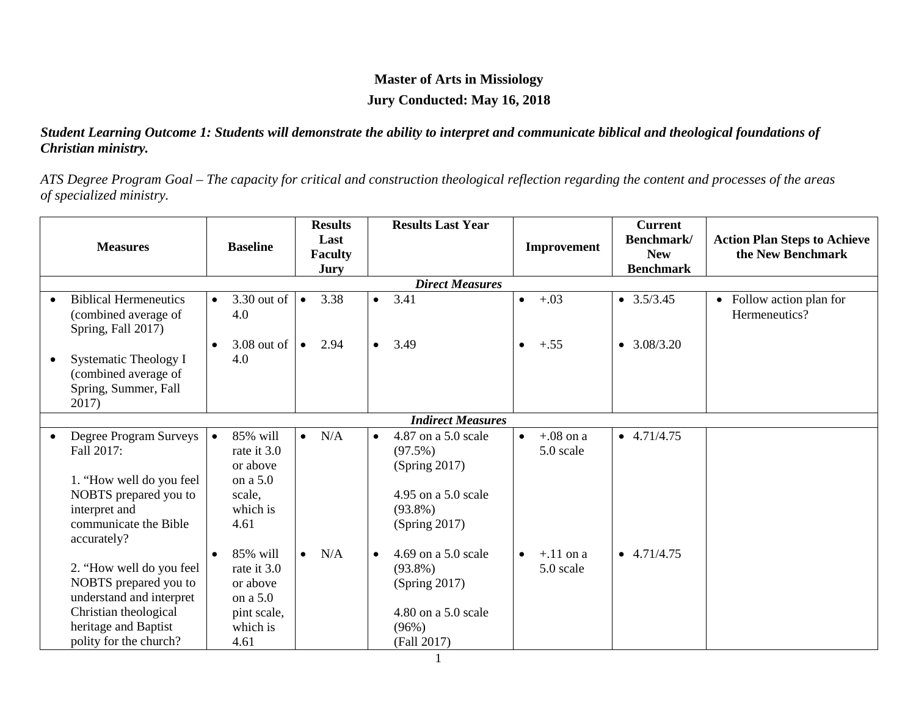**Master of Arts in Missiology**

**Jury Conducted: May 16, 2018**

***Student Learning Outcome 1: Students will demonstrate the ability to interpret and communicate biblical and theological foundations of Christian ministry.***

*ATS Degree Program Goal – The capacity for critical and construction theological reflection regarding the content and processes of the areas of specialized ministry.*

| Measures | Baseline | Results Last Faculty Jury | Results Last Year | Improvement | Current Benchmark/ New Benchmark | Action Plan Steps to Achieve the New Benchmark |
|---|---|---|---|---|---|---|
| ***Direct Measures*** | | | | | | |
| • Biblical Hermeneutics (combined average of Spring, Fall 2017) | • 3.30 out of 4.0 | • 3.38 | • 3.41 | • +.03 | • 3.5/3.45 | • Follow action plan for Hermeneutics? |
| • Systematic Theology I (combined average of Spring, Summer, Fall 2017) | • 3.08 out of 4.0 | • 2.94 | • 3.49 | • +.55 | • 3.08/3.20 | |
| ***Indirect Measures*** | | | | | | |
| • Degree Program Surveys Fall 2017: 1. "How well do you feel NOBTS prepared you to interpret and communicate the Bible accurately? | • 85% will rate it 3.0 or above on a 5.0 scale, which is 4.61 | • N/A | • 4.87 on a 5.0 scale (97.5%) (Spring 2017) 4.95 on a 5.0 scale (93.8%) (Spring 2017) | • +.08 on a 5.0 scale | • 4.71/4.75 | |
| 2. "How well do you feel NOBTS prepared you to understand and interpret Christian theological heritage and Baptist polity for the church? | • 85% will rate it 3.0 or above on a 5.0 pint scale, which is 4.61 | • N/A | • 4.69 on a 5.0 scale (93.8%) (Spring 2017) 4.80 on a 5.0 scale (96%) (Fall 2017) | • +.11 on a 5.0 scale | • 4.71/4.75 | |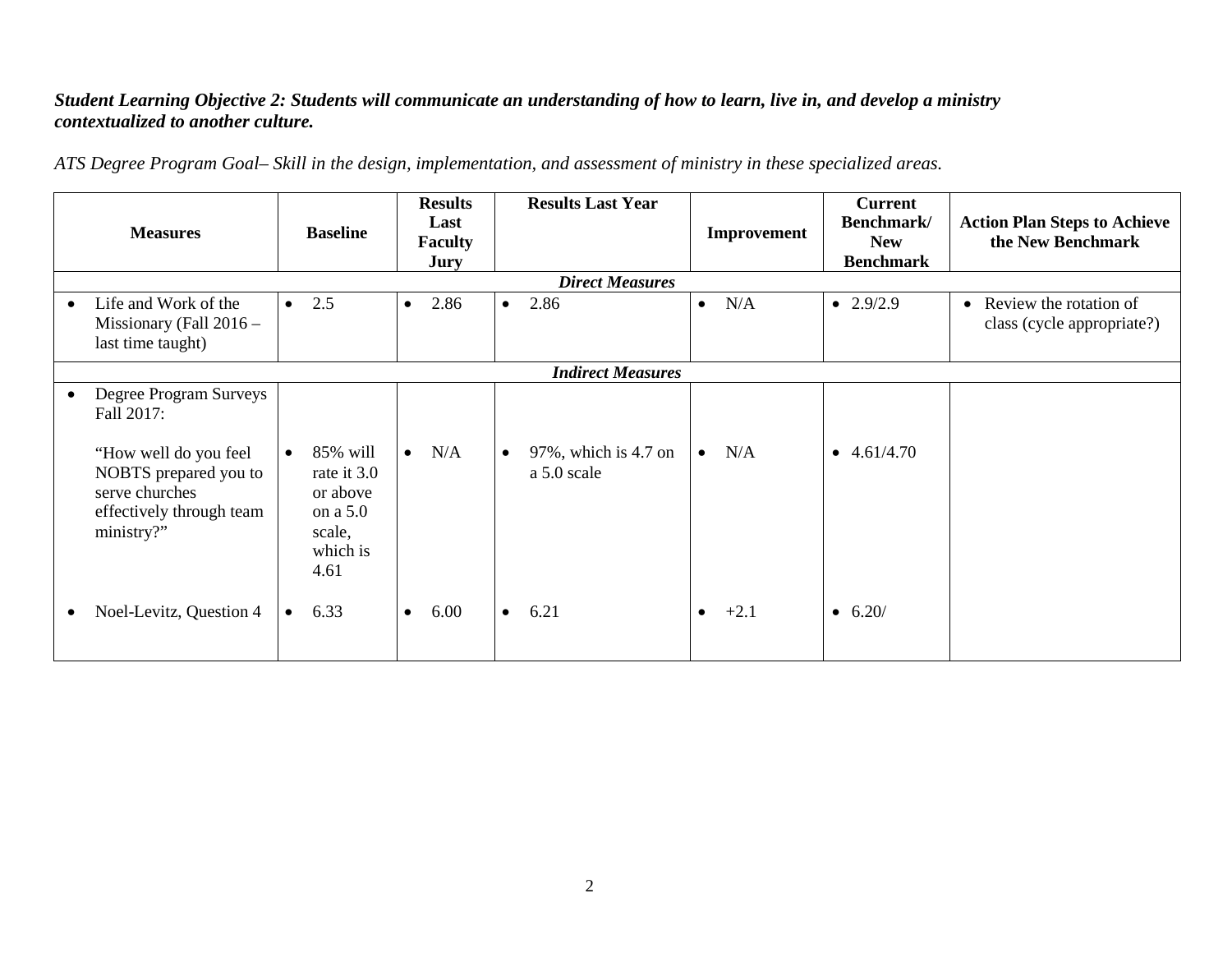***Student Learning Objective 2: Students will communicate an understanding of how to learn, live in, and develop a ministry contextualized to another culture.***

*ATS Degree Program Goal– Skill in the design, implementation, and assessment of ministry in these specialized areas.*

| Measures | Baseline | Results Last Faculty Jury | Results Last Year | Improvement | Current Benchmark/ New Benchmark | Action Plan Steps to Achieve the New Benchmark |
|---|---|---|---|---|---|---|
| ***Direct Measures*** | | | | | | |
| • Life and Work of the Missionary (Fall 2016 – last time taught) | • 2.5 | • 2.86 | • 2.86 | • N/A | • 2.9/2.9 | • Review the rotation of class (cycle appropriate?) |
| ***Indirect Measures*** | | | | | | |
| • Degree Program Surveys Fall 2017: “How well do you feel NOBTS prepared you to serve churches effectively through team ministry?” | • 85% will rate it 3.0 or above on a 5.0 scale, which is 4.61 | • N/A | • 97%, which is 4.7 on a 5.0 scale | • N/A | • 4.61/4.70 | |
| • Noel-Levitz, Question 4 | • 6.33 | • 6.00 | • 6.21 | • +2.1 | • 6.20/ | |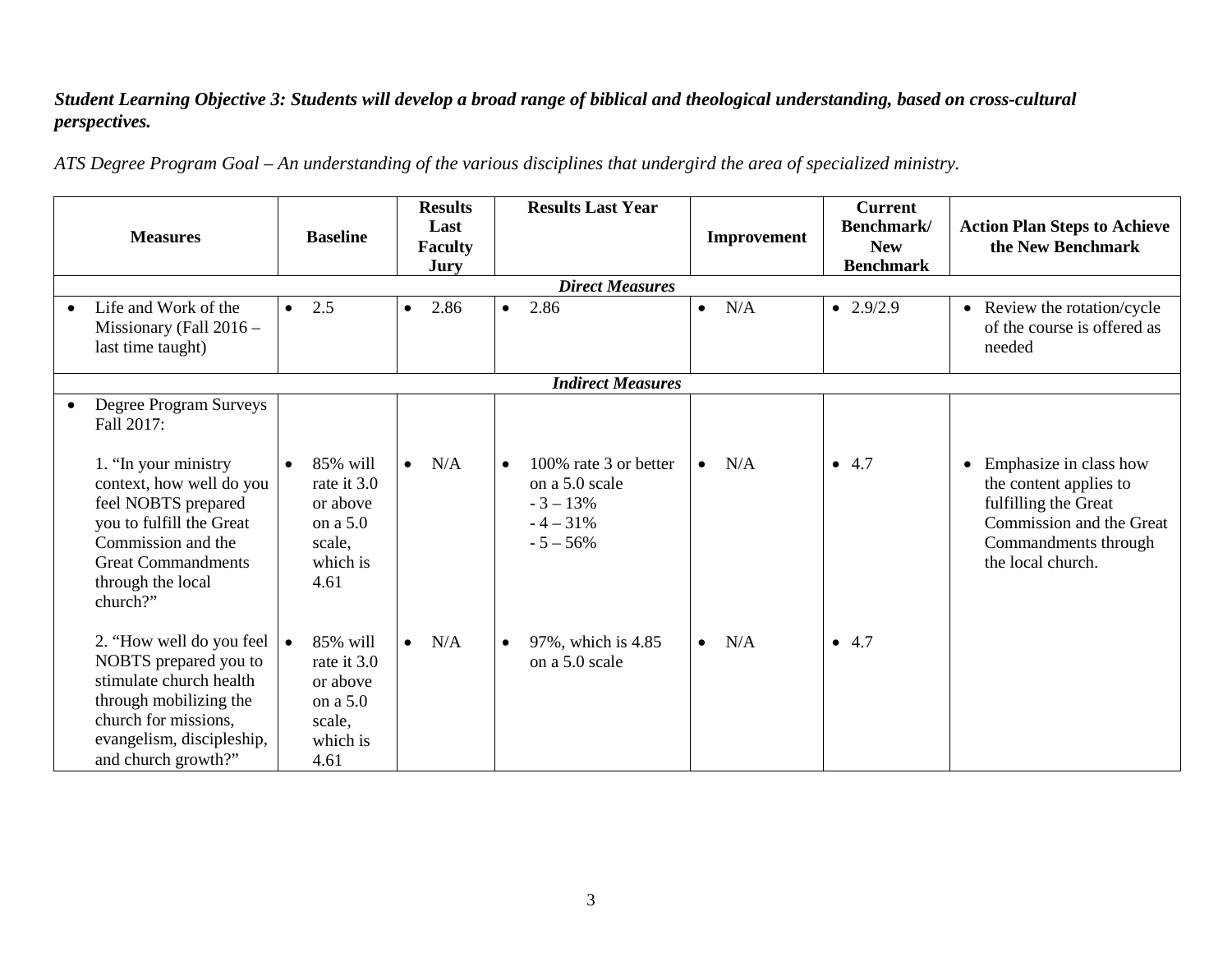***Student Learning Objective 3: Students will develop a broad range of biblical and theological understanding, based on cross-cultural perspectives.***

*ATS Degree Program Goal – An understanding of the various disciplines that undergird the area of specialized ministry.*

| Measures | Baseline | Results Last Faculty Jury | Results Last Year | Improvement | Current Benchmark/ New Benchmark | Action Plan Steps to Achieve the New Benchmark |
|---|---|---|---|---|---|---|
| ***Direct Measures*** | | | | | | |
| • Life and Work of the Missionary (Fall 2016 – last time taught) | • 2.5 | • 2.86 | • 2.86 | • N/A | • 2.9/2.9 | • Review the rotation/cycle of the course is offered as needed |
| ***Indirect Measures*** | | | | | | |
| • Degree Program Surveys Fall 2017: | | | | | | |
| 1. "In your ministry context, how well do you feel NOBTS prepared you to fulfill the Great Commission and the Great Commandments through the local church?" | • 85% will rate it 3.0 or above on a 5.0 scale, which is 4.61 | • N/A | • 100% rate 3 or better on a 5.0 scale<br>- 3 – 13%<br>- 4 – 31%<br>- 5 – 56% | • N/A | • 4.7 | • Emphasize in class how the content applies to fulfilling the Great Commission and the Great Commandments through the local church. |
| 2. "How well do you feel NOBTS prepared you to stimulate church health through mobilizing the church for missions, evangelism, discipleship, and church growth?" | • 85% will rate it 3.0 or above on a 5.0 scale, which is 4.61 | • N/A | • 97%, which is 4.85 on a 5.0 scale | • N/A | • 4.7 | |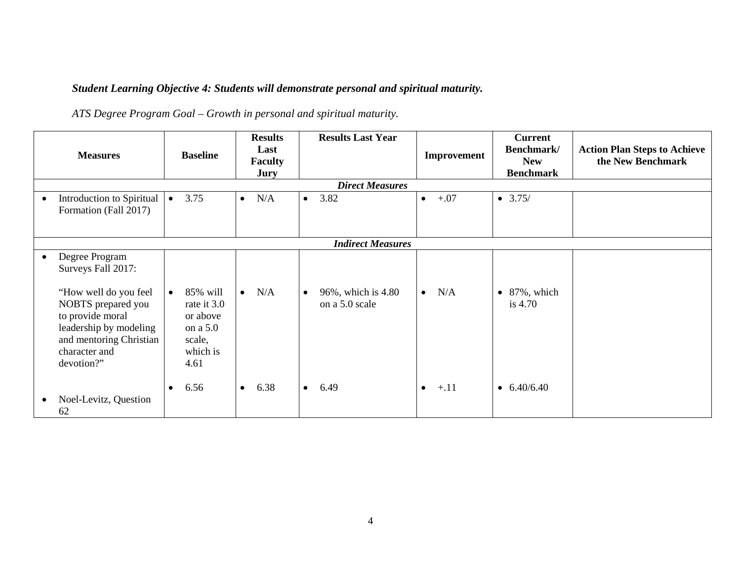*Student Learning Objective 4: Students will demonstrate personal and spiritual maturity.*

*ATS Degree Program Goal – Growth in personal and spiritual maturity.*

| Measures | Baseline | Results Last Faculty Jury | Results Last Year | Improvement | Current Benchmark/ New Benchmark | Action Plan Steps to Achieve the New Benchmark |
|---|---|---|---|---|---|---|
| ***Direct Measures*** | | | | | | |
| • Introduction to Spiritual Formation (Fall 2017) | • 3.75 | • N/A | • 3.82 | • +.07 | • 3.75/ | |
| ***Indirect Measures*** | | | | | | |
| • Degree Program Surveys Fall 2017: "How well do you feel NOBTS prepared you to provide moral leadership by modeling and mentoring Christian character and devotion?" | • 85% will rate it 3.0 or above on a 5.0 scale, which is 4.61 | • N/A | • 96%, which is 4.80 on a 5.0 scale | • N/A | • 87%, which is 4.70 | |
| • Noel-Levitz, Question 62 | • 6.56 | • 6.38 | • 6.49 | • +.11 | • 6.40/6.40 | |